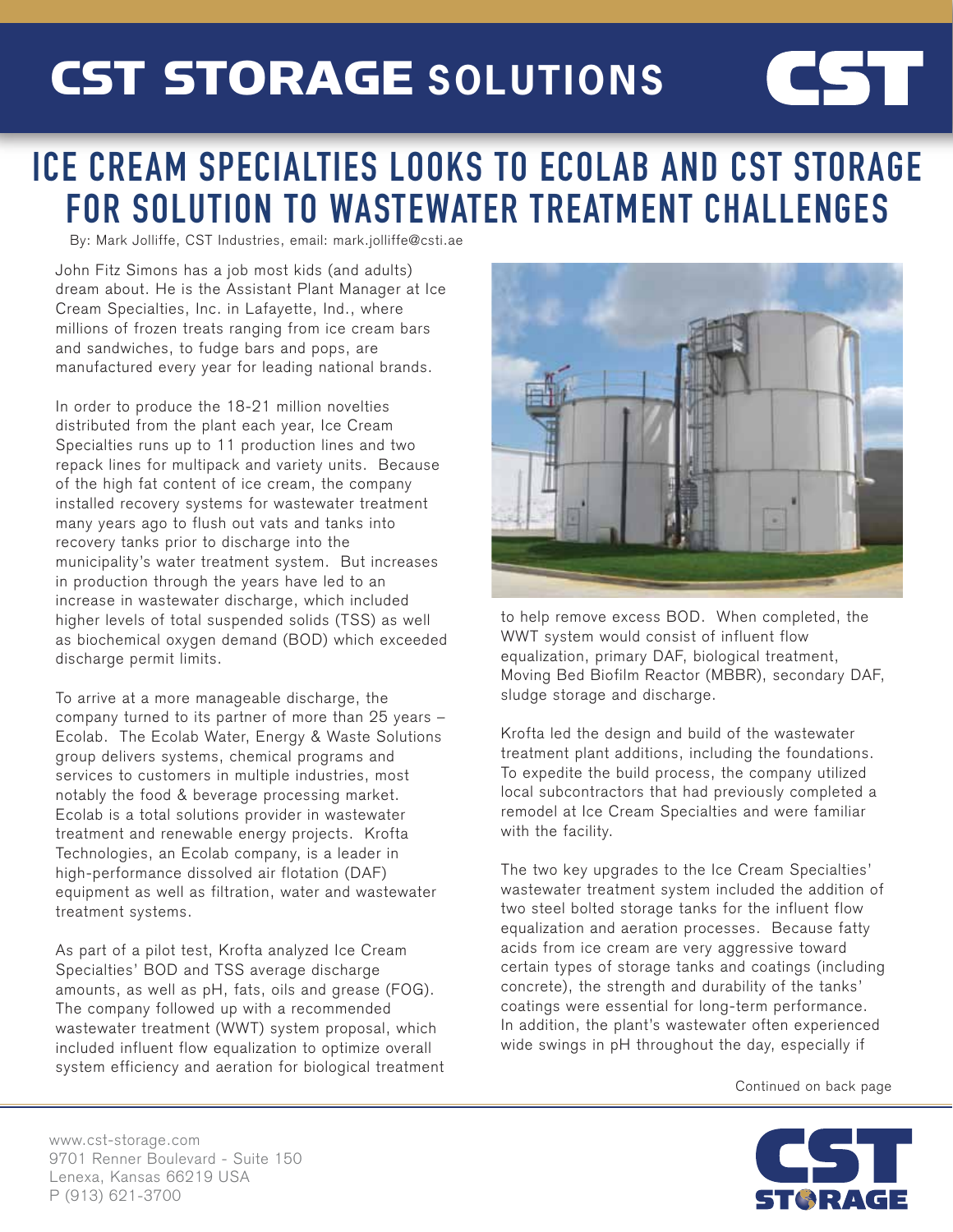# CST STORAGE SOLUTIONS

## ICE CREAM SPECIALTIES LOOKS TO ECOLAB AND CST STORAGE FOR SOLUTION TO WASTEWATER TREATMENT CHALLENGES

By: Mark Jolliffe, CST Industries, email: mark.jolliffe@csti.ae

John Fitz Simons has a job most kids (and adults) dream about. He is the Assistant Plant Manager at Ice Cream Specialties, Inc. in Lafayette, Ind., where millions of frozen treats ranging from ice cream bars and sandwiches, to fudge bars and pops, are manufactured every year for leading national brands.

In order to produce the 18-21 million novelties distributed from the plant each year, Ice Cream Specialties runs up to 11 production lines and two repack lines for multipack and variety units. Because of the high fat content of ice cream, the company installed recovery systems for wastewater treatment many years ago to flush out vats and tanks into recovery tanks prior to discharge into the municipality's water treatment system. But increases in production through the years have led to an increase in wastewater discharge, which included higher levels of total suspended solids (TSS) as well as biochemical oxygen demand (BOD) which exceeded discharge permit limits.

To arrive at a more manageable discharge, the company turned to its partner of more than 25 years – Ecolab. The Ecolab Water, Energy & Waste Solutions group delivers systems, chemical programs and services to customers in multiple industries, most notably the food & beverage processing market. Ecolab is a total solutions provider in wastewater treatment and renewable energy projects. Krofta Technologies, an Ecolab company, is a leader in high-performance dissolved air flotation (DAF) equipment as well as filtration, water and wastewater treatment systems.

As part of a pilot test, Krofta analyzed Ice Cream Specialties' BOD and TSS average discharge amounts, as well as pH, fats, oils and grease (FOG). The company followed up with a recommended wastewater treatment (WWT) system proposal, which included influent flow equalization to optimize overall system efficiency and aeration for biological treatment to help remove excess BOD. When completed, the WWT system would consist of influent flow equalization, primary DAF, biological treatment, Moving Bed Biofilm Reactor (MBBR), secondary DAF, sludge storage and discharge.

Krofta led the design and build of the wastewater treatment plant additions, including the foundations. To expedite the build process, the company utilized local subcontractors that had previously completed a remodel at Ice Cream Specialties and were familiar with the facility.

The two key upgrades to the Ice Cream Specialties' wastewater treatment system included the addition of two steel bolted storage tanks for the influent flow equalization and aeration processes. Because fatty acids from ice cream are very aggressive toward certain types of storage tanks and coatings (including concrete), the strength and durability of the tanks' coatings were essential for long-term performance. In addition, the plant's wastewater often experienced wide swings in pH throughout the day, especially if

Continued on back page

www.cst-storage.com
9701 Renner Boulevard - Suite 150
Lenexa, Kansas 66219 USA
P (913) 621-3700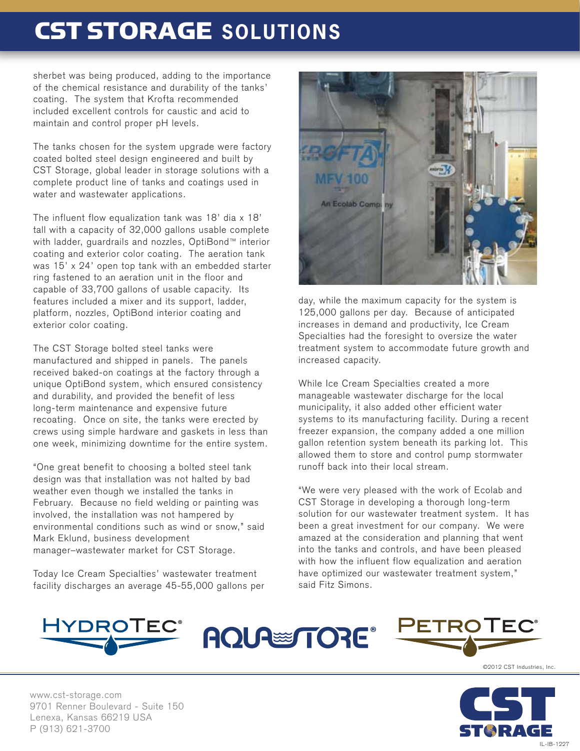sherbet was being produced, adding to the importance of the chemical resistance and durability of the tanks' coating. The system that Krofta recommended included excellent controls for caustic and acid to maintain and control proper pH levels.

The tanks chosen for the system upgrade were factory coated bolted steel design engineered and built by CST Storage, global leader in storage solutions with a complete product line of tanks and coatings used in water and wastewater applications.

The influent flow equalization tank was 18' dia x 18' tall with a capacity of 32,000 gallons usable complete with ladder, guardrails and nozzles, OptiBond™ interior coating and exterior color coating. The aeration tank was 15' x 24' open top tank with an embedded starter ring fastened to an aeration unit in the floor and capable of 33,700 gallons of usable capacity. Its features included a mixer and its support, ladder, platform, nozzles, OptiBond interior coating and exterior color coating.

The CST Storage bolted steel tanks were manufactured and shipped in panels. The panels received baked-on coatings at the factory through a unique OptiBond system, which ensured consistency and durability, and provided the benefit of less long-term maintenance and expensive future recoating. Once on site, the tanks were erected by crews using simple hardware and gaskets in less than one week, minimizing downtime for the entire system.

"One great benefit to choosing a bolted steel tank design was that installation was not halted by bad weather even though we installed the tanks in February. Because no field welding or painting was involved, the installation was not hampered by environmental conditions such as wind or snow," said Mark Eklund, business development manager–wastewater market for CST Storage.

Today Ice Cream Specialties' wastewater treatment facility discharges an average 45-55,000 gallons per day, while the maximum capacity for the system is 125,000 gallons per day. Because of anticipated increases in demand and productivity, Ice Cream Specialties had the foresight to oversize the water treatment system to accommodate future growth and increased capacity.

While Ice Cream Specialties created a more manageable wastewater discharge for the local municipality, it also added other efficient water systems to its manufacturing facility. During a recent freezer expansion, the company added a one million gallon retention system beneath its parking lot. This allowed them to store and control pump stormwater runoff back into their local stream.

"We were very pleased with the work of Ecolab and CST Storage in developing a thorough long-term solution for our wastewater treatment system. It has been a great investment for our company. We were amazed at the consideration and planning that went into the tanks and controls, and have been pleased with how the influent flow equalization and aeration have optimized our wastewater treatment system," said Fitz Simons.

©2012 CST Industries, Inc.

www.cst-storage.com
9701 Renner Boulevard - Suite 150
Lenexa, Kansas 66219 USA
P (913) 621-3700

IL-IB-1227